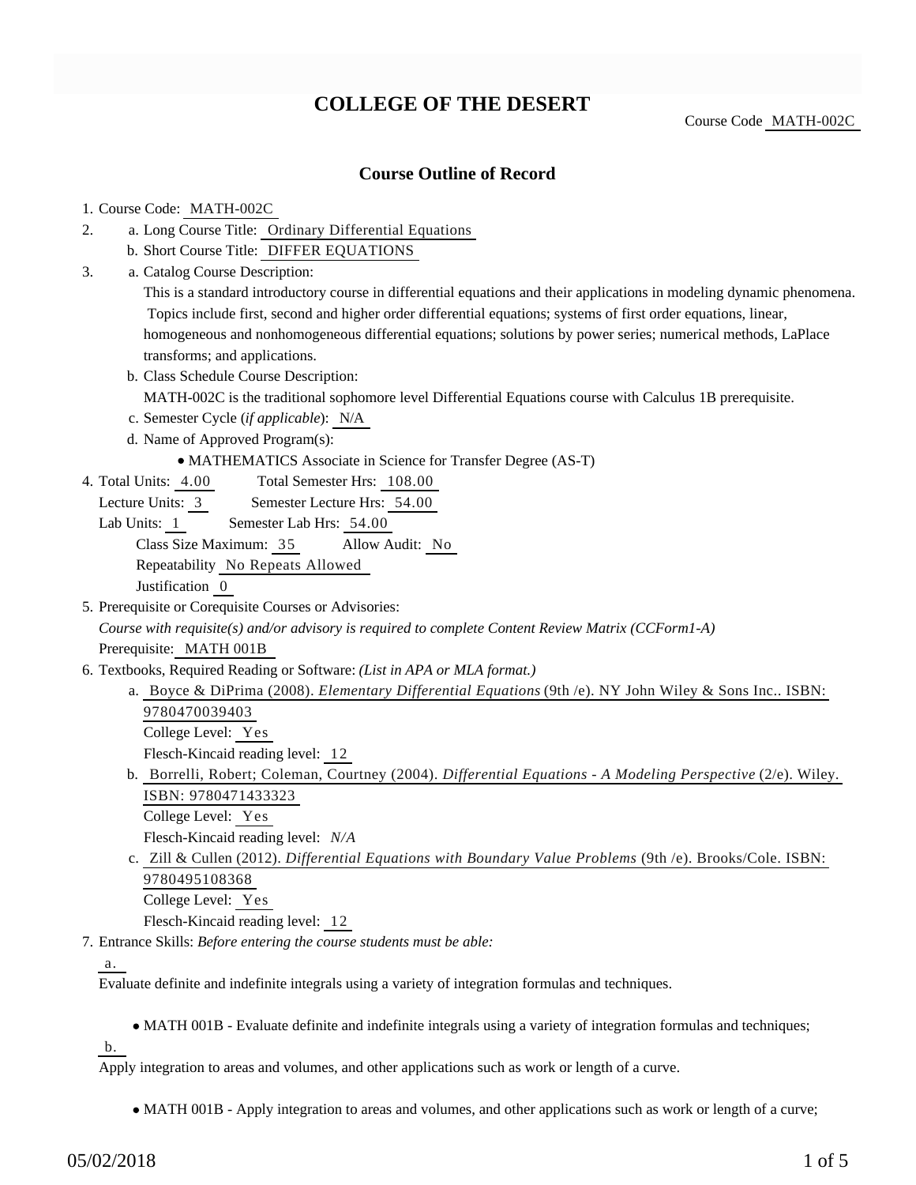# COLLEGE OF THE DESERT

Course Code MATH-002C

## Course Outline of Record

1. Course Code: MATH-002C
2. a. Long Course Title: Ordinary Differential Equations
   b. Short Course Title: DIFFER EQUATIONS
3. a. Catalog Course Description:
   This is a standard introductory course in differential equations and their applications in modeling dynamic phenomena. Topics include first, second and higher order differential equations; systems of first order equations, linear, homogeneous and nonhomogeneous differential equations; solutions by power series; numerical methods, LaPlace transforms; and applications.
   b. Class Schedule Course Description:
   MATH-002C is the traditional sophomore level Differential Equations course with Calculus 1B prerequisite.
   c. Semester Cycle (*if applicable*): N/A
   d. Name of Approved Program(s):
      - MATHEMATICS Associate in Science for Transfer Degree (AS-T)
4. Total Units: 4.00 Total Semester Hrs: 108.00
   Lecture Units: 3 Semester Lecture Hrs: 54.00
   Lab Units: 1 Semester Lab Hrs: 54.00
   Class Size Maximum: 35 Allow Audit: No
   Repeatability No Repeats Allowed
   Justification 0
5. Prerequisite or Corequisite Courses or Advisories:
   *Course with requisite(s) and/or advisory is required to complete Content Review Matrix (CCForm1-A)*
   Prerequisite: MATH 001B
6. Textbooks, Required Reading or Software: *(List in APA or MLA format.)*
   a. Boyce & DiPrima (2008). *Elementary Differential Equations* (9th /e). NY John Wiley & Sons Inc.. ISBN: 9780470039403
      College Level: Yes
      Flesch-Kincaid reading level: 12
   b. Borrelli, Robert; Coleman, Courtney (2004). *Differential Equations - A Modeling Perspective* (2/e). Wiley. ISBN: 9780471433323
      College Level: Yes
      Flesch-Kincaid reading level: *N/A*
   c. Zill & Cullen (2012). *Differential Equations with Boundary Value Problems* (9th /e). Brooks/Cole. ISBN: 9780495108368
      College Level: Yes
      Flesch-Kincaid reading level: 12
7. Entrance Skills: *Before entering the course students must be able:*

   a.
   Evaluate definite and indefinite integrals using a variety of integration formulas and techniques.

   - MATH 001B - Evaluate definite and indefinite integrals using a variety of integration formulas and techniques;

   b.
   Apply integration to areas and volumes, and other applications such as work or length of a curve.

   - MATH 001B - Apply integration to areas and volumes, and other applications such as work or length of a curve;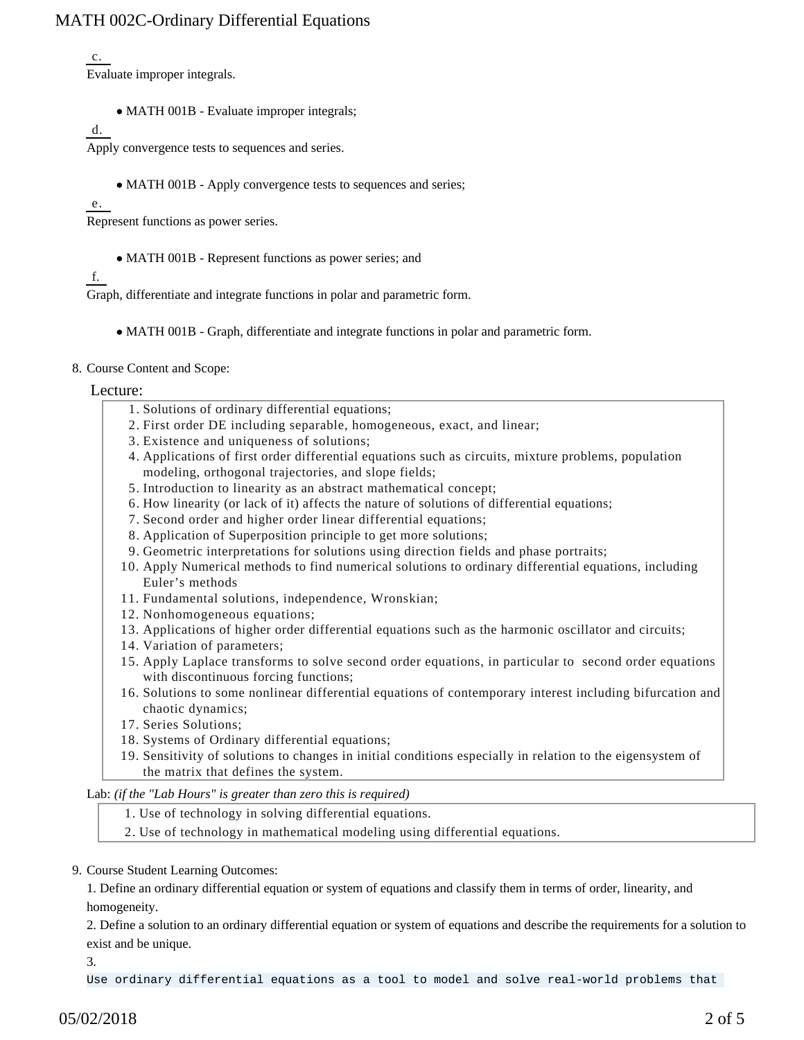c.

Evaluate improper integrals.

- MATH 001B - Evaluate improper integrals;

d.

Apply convergence tests to sequences and series.

- MATH 001B - Apply convergence tests to sequences and series;

e.

Represent functions as power series.

- MATH 001B - Represent functions as power series; and

f.

Graph, differentiate and integrate functions in polar and parametric form.

- MATH 001B - Graph, differentiate and integrate functions in polar and parametric form.

8. Course Content and Scope:

Lecture:

1. Solutions of ordinary differential equations;
2. First order DE including separable, homogeneous, exact, and linear;
3. Existence and uniqueness of solutions;
4. Applications of first order differential equations such as circuits, mixture problems, population modeling, orthogonal trajectories, and slope fields;
5. Introduction to linearity as an abstract mathematical concept;
6. How linearity (or lack of it) affects the nature of solutions of differential equations;
7. Second order and higher order linear differential equations;
8. Application of Superposition principle to get more solutions;
9. Geometric interpretations for solutions using direction fields and phase portraits;
10. Apply Numerical methods to find numerical solutions to ordinary differential equations, including Euler's methods
11. Fundamental solutions, independence, Wronskian;
12. Nonhomogeneous equations;
13. Applications of higher order differential equations such as the harmonic oscillator and circuits;
14. Variation of parameters;
15. Apply Laplace transforms to solve second order equations, in particular to second order equations with discontinuous forcing functions;
16. Solutions to some nonlinear differential equations of contemporary interest including bifurcation and chaotic dynamics;
17. Series Solutions;
18. Systems of Ordinary differential equations;
19. Sensitivity of solutions to changes in initial conditions especially in relation to the eigensystem of the matrix that defines the system.

Lab: *(if the "Lab Hours" is greater than zero this is required)*

1. Use of technology in solving differential equations.
2. Use of technology in mathematical modeling using differential equations.

9. Course Student Learning Outcomes:

1. Define an ordinary differential equation or system of equations and classify them in terms of order, linearity, and homogeneity.

2. Define a solution to an ordinary differential equation or system of equations and describe the requirements for a solution to exist and be unique.

3.

Use ordinary differential equations as a tool to model and solve real-world problems that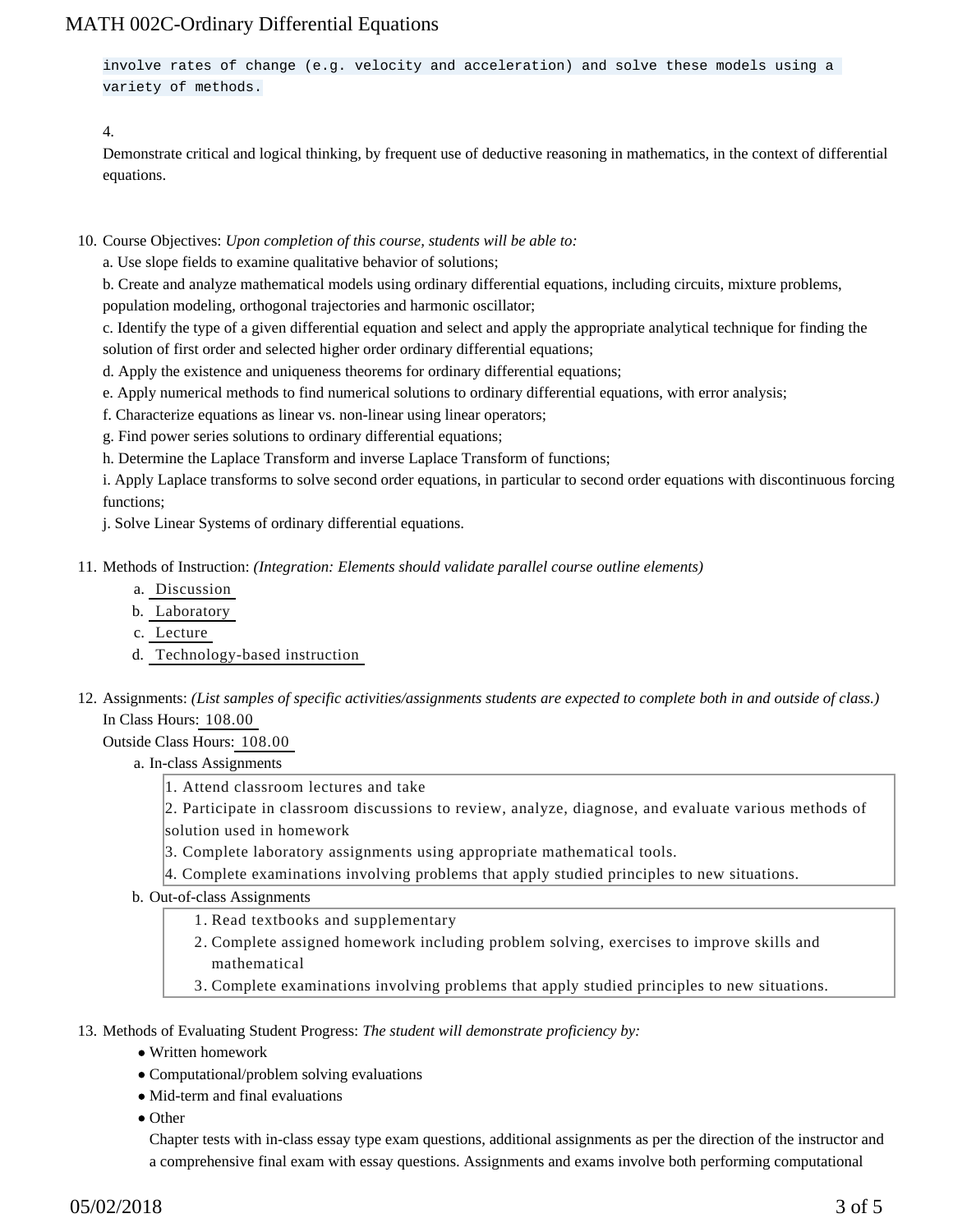involve rates of change (e.g. velocity and acceleration) and solve these models using a variety of methods.

4.
Demonstrate critical and logical thinking, by frequent use of deductive reasoning in mathematics, in the context of differential equations.

10. Course Objectives: *Upon completion of this course, students will be able to:*

    a. Use slope fields to examine qualitative behavior of solutions;

    b. Create and analyze mathematical models using ordinary differential equations, including circuits, mixture problems, population modeling, orthogonal trajectories and harmonic oscillator;

    c. Identify the type of a given differential equation and select and apply the appropriate analytical technique for finding the solution of first order and selected higher order ordinary differential equations;

    d. Apply the existence and uniqueness theorems for ordinary differential equations;

    e. Apply numerical methods to find numerical solutions to ordinary differential equations, with error analysis;

    f. Characterize equations as linear vs. non-linear using linear operators;

    g. Find power series solutions to ordinary differential equations;

    h. Determine the Laplace Transform and inverse Laplace Transform of functions;

    i. Apply Laplace transforms to solve second order equations, in particular to second order equations with discontinuous forcing functions;

    j. Solve Linear Systems of ordinary differential equations.

11. Methods of Instruction: *(Integration: Elements should validate parallel course outline elements)*

    a. Discussion
    b. Laboratory
    c. Lecture
    d. Technology-based instruction

12. Assignments: *(List samples of specific activities/assignments students are expected to complete both in and outside of class.)*

    In Class Hours: 108.00

    Outside Class Hours: 108.00

    a. In-class Assignments

    1. Attend classroom lectures and take
    2. Participate in classroom discussions to review, analyze, diagnose, and evaluate various methods of solution used in homework
    3. Complete laboratory assignments using appropriate mathematical tools.
    4. Complete examinations involving problems that apply studied principles to new situations.

    b. Out-of-class Assignments

    1. Read textbooks and supplementary
    2. Complete assigned homework including problem solving, exercises to improve skills and mathematical
    3. Complete examinations involving problems that apply studied principles to new situations.

13. Methods of Evaluating Student Progress: *The student will demonstrate proficiency by:*

    - Written homework
    - Computational/problem solving evaluations
    - Mid-term and final evaluations
    - Other

    Chapter tests with in-class essay type exam questions, additional assignments as per the direction of the instructor and a comprehensive final exam with essay questions. Assignments and exams involve both performing computational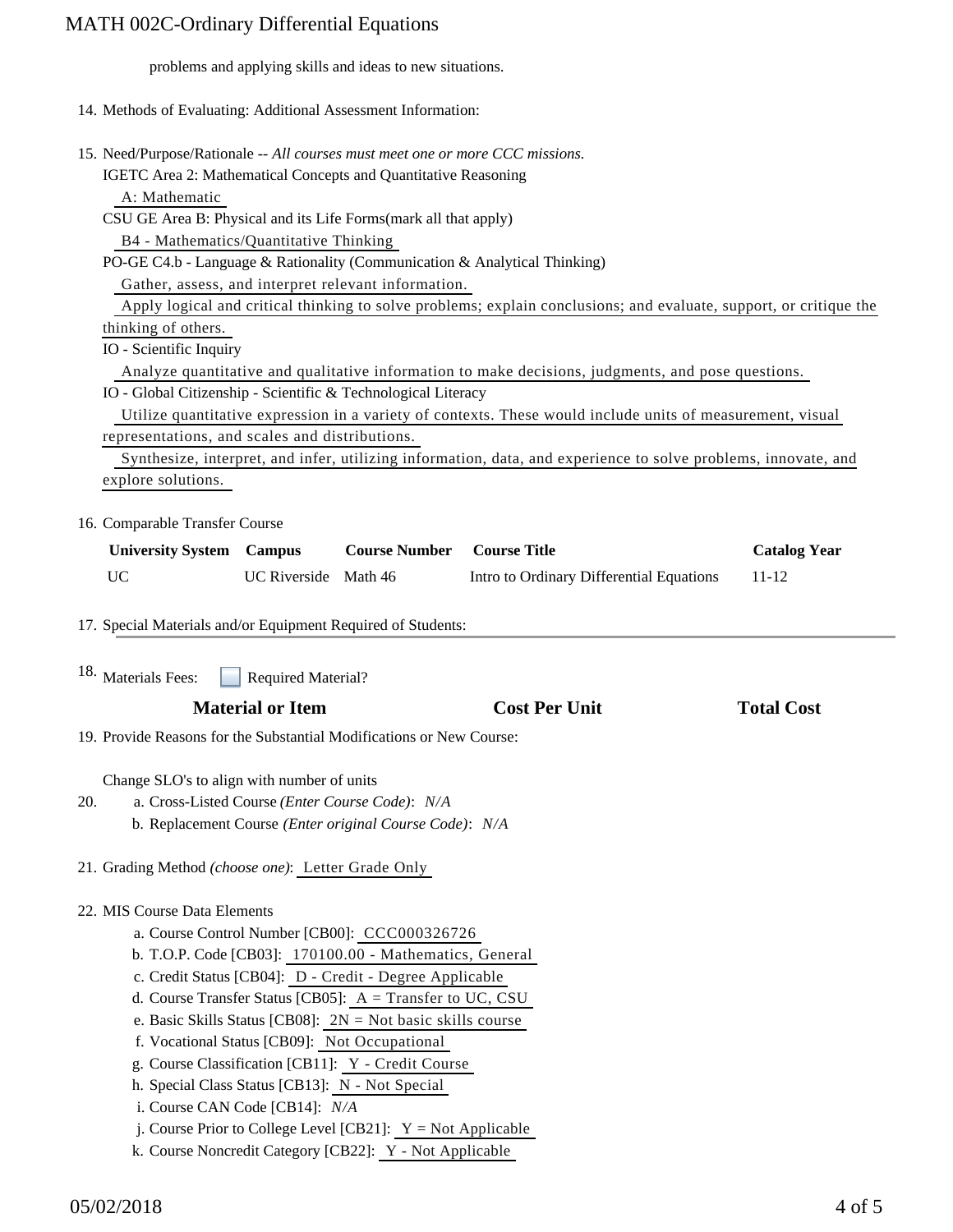problems and applying skills and ideas to new situations.

14. Methods of Evaluating: Additional Assessment Information:

15. Need/Purpose/Rationale -- *All courses must meet one or more CCC missions.*

    IGETC Area 2: Mathematical Concepts and Quantitative Reasoning

    A: Mathematic

    CSU GE Area B: Physical and its Life Forms(mark all that apply)

    B4 - Mathematics/Quantitative Thinking

    PO-GE C4.b - Language & Rationality (Communication & Analytical Thinking)

    Gather, assess, and interpret relevant information.

    Apply logical and critical thinking to solve problems; explain conclusions; and evaluate, support, or critique the thinking of others.

    IO - Scientific Inquiry

    Analyze quantitative and qualitative information to make decisions, judgments, and pose questions.

    IO - Global Citizenship - Scientific & Technological Literacy

    Utilize quantitative expression in a variety of contexts. These would include units of measurement, visual representations, and scales and distributions.

    Synthesize, interpret, and infer, utilizing information, data, and experience to solve problems, innovate, and explore solutions.

16. Comparable Transfer Course

| University System | Campus | Course Number | Course Title | Catalog Year |
|---|---|---|---|---|
| UC | UC Riverside | Math 46 | Intro to Ordinary Differential Equations | 11-12 |

17. Special Materials and/or Equipment Required of Students:

18. Materials Fees: ☐ Required Material?

| Material or Item | Cost Per Unit | Total Cost |
|---|---|---|

19. Provide Reasons for the Substantial Modifications or New Course:

    Change SLO's to align with number of units

20. 
    a. Cross-Listed Course *(Enter Course Code)*: *N/A*
    b. Replacement Course *(Enter original Course Code)*: *N/A*

21. Grading Method *(choose one)*: Letter Grade Only

22. MIS Course Data Elements
    a. Course Control Number [CB00]: CCC000326726
    b. T.O.P. Code [CB03]: 170100.00 - Mathematics, General
    c. Credit Status [CB04]: D - Credit - Degree Applicable
    d. Course Transfer Status [CB05]: A = Transfer to UC, CSU
    e. Basic Skills Status [CB08]: 2N = Not basic skills course
    f. Vocational Status [CB09]: Not Occupational
    g. Course Classification [CB11]: Y - Credit Course
    h. Special Class Status [CB13]: N - Not Special
    i. Course CAN Code [CB14]: *N/A*
    j. Course Prior to College Level [CB21]: Y = Not Applicable
    k. Course Noncredit Category [CB22]: Y - Not Applicable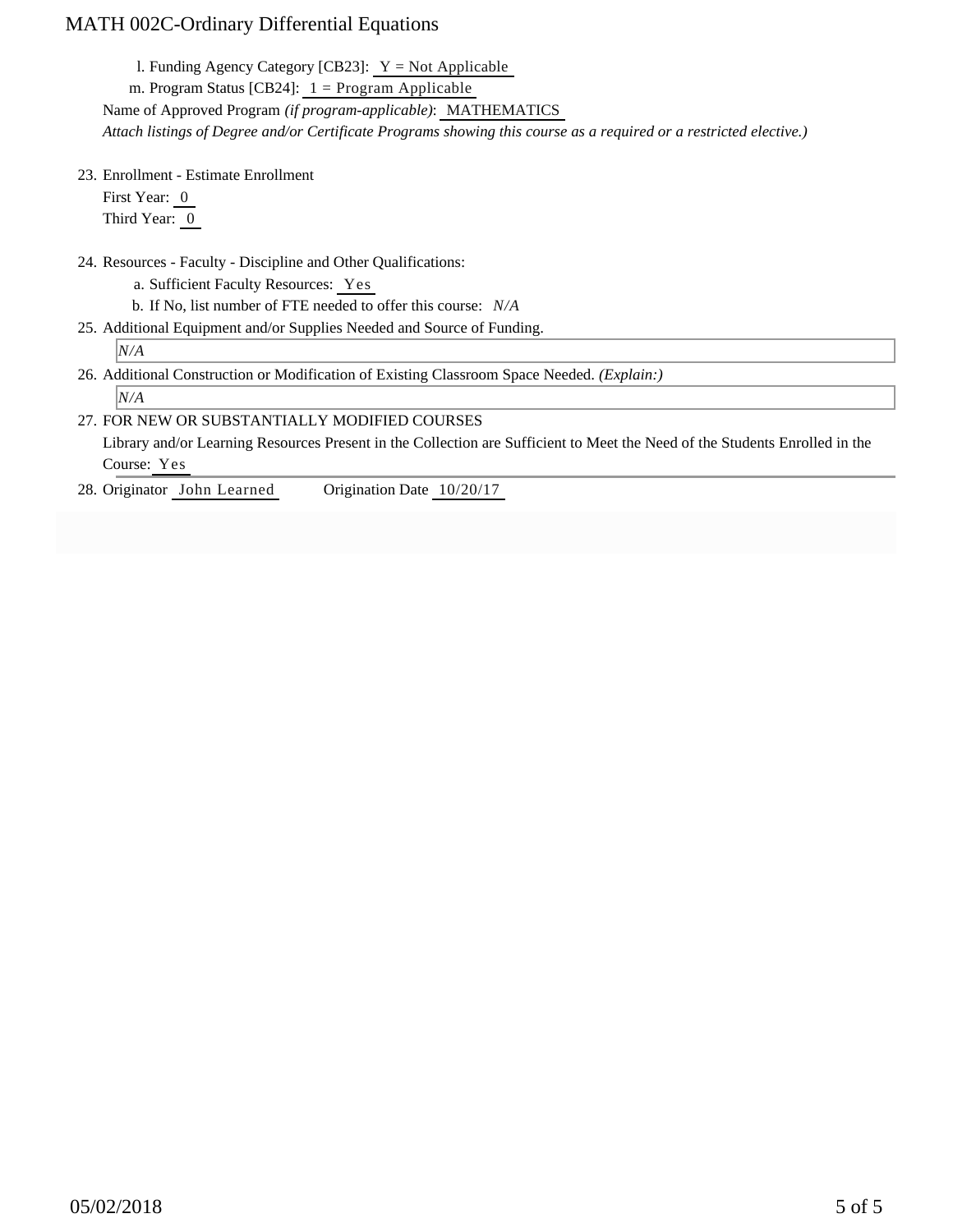l. Funding Agency Category [CB23]: Y = Not Applicable

m. Program Status [CB24]: 1 = Program Applicable

Name of Approved Program *(if program-applicable)*: MATHEMATICS

*Attach listings of Degree and/or Certificate Programs showing this course as a required or a restricted elective.)*

23. Enrollment - Estimate Enrollment

    First Year: 0

    Third Year: 0

24. Resources - Faculty - Discipline and Other Qualifications:

    a. Sufficient Faculty Resources: Yes

    b. If No, list number of FTE needed to offer this course: *N/A*

25. Additional Equipment and/or Supplies Needed and Source of Funding.

    *N/A*

26. Additional Construction or Modification of Existing Classroom Space Needed. *(Explain:)*

    *N/A*

27. FOR NEW OR SUBSTANTIALLY MODIFIED COURSES

    Library and/or Learning Resources Present in the Collection are Sufficient to Meet the Need of the Students Enrolled in the Course: Yes

28. Originator John Learned Origination Date 10/20/17